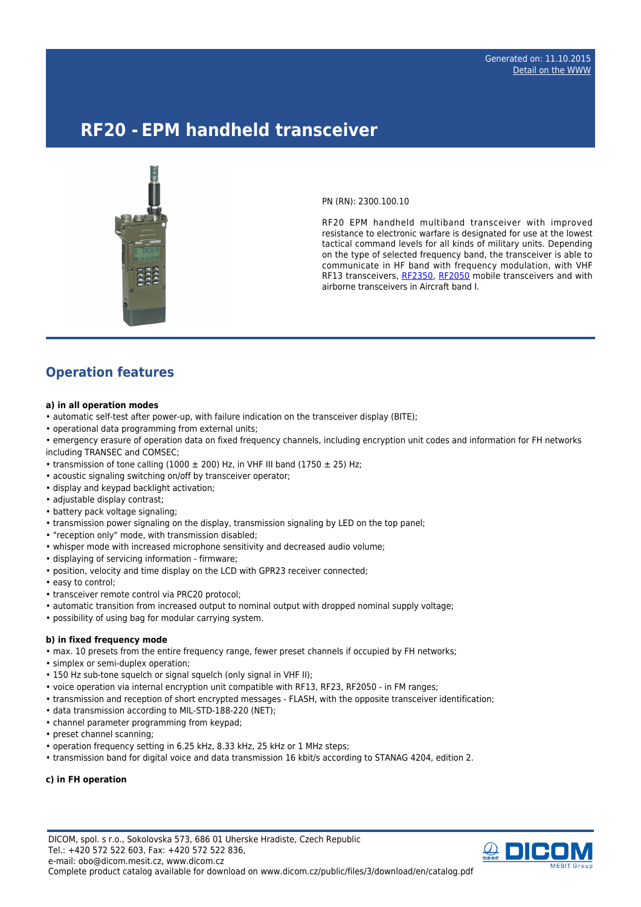Generated on: 11.10.2015
Detail on the WWW

# RF20 - EPM handheld transceiver

PN (RN): 2300.100.10

RF20 EPM handheld multiband transceiver with improved resistance to electronic warfare is designated for use at the lowest tactical command levels for all kinds of military units. Depending on the type of selected frequency band, the transceiver is able to communicate in HF band with frequency modulation, with VHF RF13 transceivers, RF2350, RF2050 mobile transceivers and with airborne transceivers in Aircraft band I.

## Operation features

**a) in all operation modes**

- automatic self-test after power-up, with failure indication on the transceiver display (BITE);
- operational data programming from external units;
- emergency erasure of operation data on fixed frequency channels, including encryption unit codes and information for FH networks including TRANSEC and COMSEC;
- transmission of tone calling (1000 ± 200) Hz, in VHF III band (1750 ± 25) Hz;
- acoustic signaling switching on/off by transceiver operator;
- display and keypad backlight activation;
- adjustable display contrast;
- battery pack voltage signaling;
- transmission power signaling on the display, transmission signaling by LED on the top panel;
- "reception only" mode, with transmission disabled;
- whisper mode with increased microphone sensitivity and decreased audio volume;
- displaying of servicing information - firmware;
- position, velocity and time display on the LCD with GPR23 receiver connected;
- easy to control;
- transceiver remote control via PRC20 protocol;
- automatic transition from increased output to nominal output with dropped nominal supply voltage;
- possibility of using bag for modular carrying system.

**b) in fixed frequency mode**

- max. 10 presets from the entire frequency range, fewer preset channels if occupied by FH networks;
- simplex or semi-duplex operation;
- 150 Hz sub-tone squelch or signal squelch (only signal in VHF II);
- voice operation via internal encryption unit compatible with RF13, RF23, RF2050 - in FM ranges;
- transmission and reception of short encrypted messages - FLASH, with the opposite transceiver identification;
- data transmission according to MIL-STD-188-220 (NET);
- channel parameter programming from keypad;
- preset channel scanning;
- operation frequency setting in 6.25 kHz, 8.33 kHz, 25 kHz or 1 MHz steps;
- transmission band for digital voice and data transmission 16 kbit/s according to STANAG 4204, edition 2.

**c) in FH operation**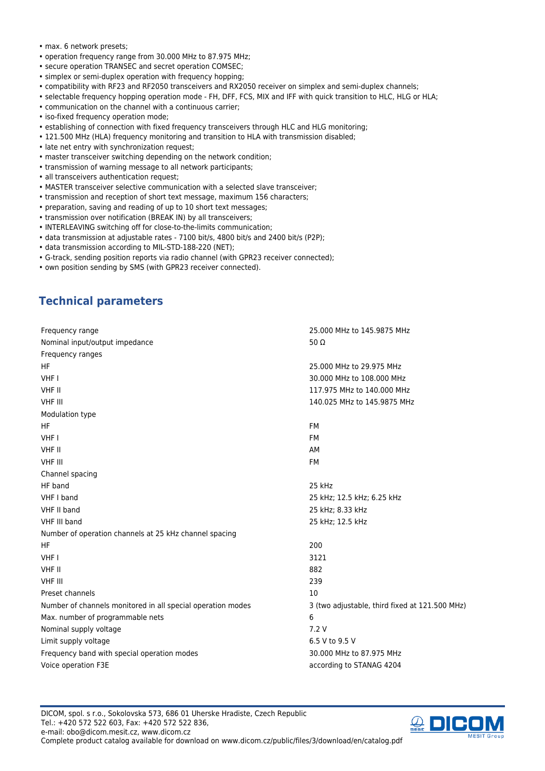- max. 6 network presets;
- operation frequency range from 30.000 MHz to 87.975 MHz;
- secure operation TRANSEC and secret operation COMSEC;
- simplex or semi-duplex operation with frequency hopping;
- compatibility with RF23 and RF2050 transceivers and RX2050 receiver on simplex and semi-duplex channels;
- selectable frequency hopping operation mode - FH, DFF, FCS, MIX and IFF with quick transition to HLC, HLG or HLA;
- communication on the channel with a continuous carrier;
- iso-fixed frequency operation mode;
- establishing of connection with fixed frequency transceivers through HLC and HLG monitoring;
- 121.500 MHz (HLA) frequency monitoring and transition to HLA with transmission disabled;
- late net entry with synchronization request;
- master transceiver switching depending on the network condition;
- transmission of warning message to all network participants;
- all transceivers authentication request;
- MASTER transceiver selective communication with a selected slave transceiver;
- transmission and reception of short text message, maximum 156 characters;
- preparation, saving and reading of up to 10 short text messages;
- transmission over notification (BREAK IN) by all transceivers;
- INTERLEAVING switching off for close-to-the-limits communication;
- data transmission at adjustable rates - 7100 bit/s, 4800 bit/s and 2400 bit/s (P2P);
- data transmission according to MIL-STD-188-220 (NET);
- G-track, sending position reports via radio channel (with GPR23 receiver connected);
- own position sending by SMS (with GPR23 receiver connected).

## Technical parameters

| | |
|---|---|
| Frequency range | 25.000 MHz to 145.9875 MHz |
| Nominal input/output impedance | 50 Ω |
| Frequency ranges | |
| HF | 25.000 MHz to 29.975 MHz |
| VHF I | 30.000 MHz to 108.000 MHz |
| VHF II | 117.975 MHz to 140.000 MHz |
| VHF III | 140.025 MHz to 145.9875 MHz |
| Modulation type | |
| HF | FM |
| VHF I | FM |
| VHF II | AM |
| VHF III | FM |
| Channel spacing | |
| HF band | 25 kHz |
| VHF I band | 25 kHz; 12.5 kHz; 6.25 kHz |
| VHF II band | 25 kHz; 8.33 kHz |
| VHF III band | 25 kHz; 12.5 kHz |
| Number of operation channels at 25 kHz channel spacing | |
| HF | 200 |
| VHF I | 3121 |
| VHF II | 882 |
| VHF III | 239 |
| Preset channels | 10 |
| Number of channels monitored in all special operation modes | 3 (two adjustable, third fixed at 121.500 MHz) |
| Max. number of programmable nets | 6 |
| Nominal supply voltage | 7.2 V |
| Limit supply voltage | 6.5 V to 9.5 V |
| Frequency band with special operation modes | 30.000 MHz to 87.975 MHz |
| Voice operation F3E | according to STANAG 4204 |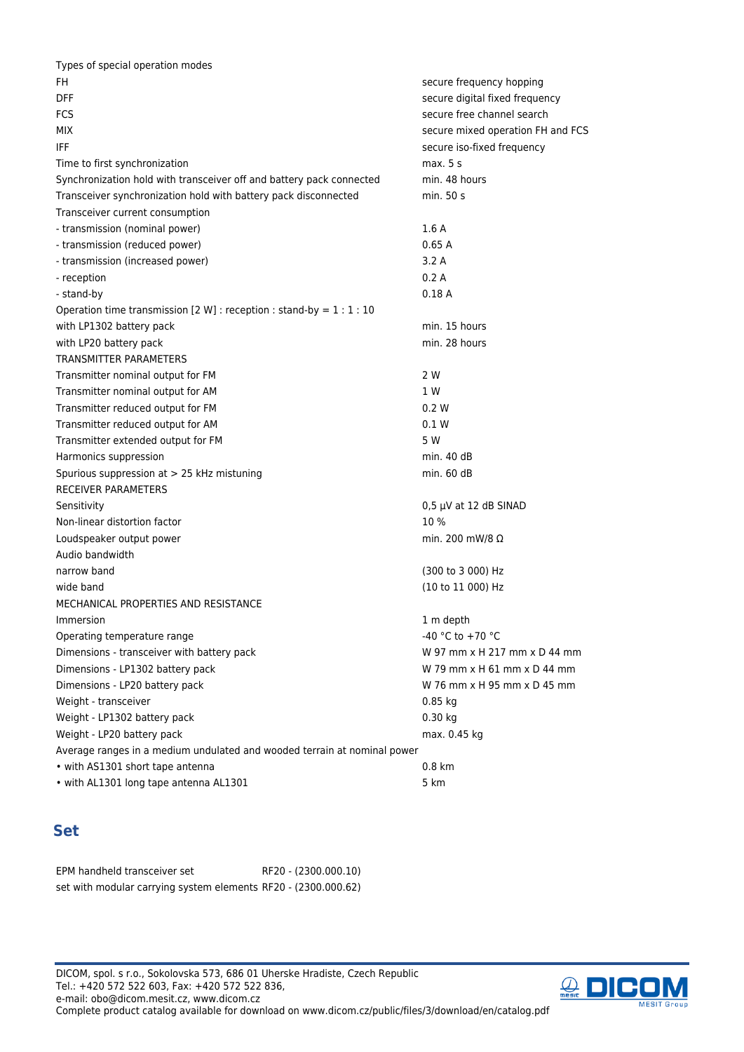| | |
|---|---|
| Types of special operation modes | |
| FH | secure frequency hopping |
| DFF | secure digital fixed frequency |
| FCS | secure free channel search |
| MIX | secure mixed operation FH and FCS |
| IFF | secure iso-fixed frequency |
| Time to first synchronization | max. 5 s |
| Synchronization hold with transceiver off and battery pack connected | min. 48 hours |
| Transceiver synchronization hold with battery pack disconnected | min. 50 s |
| Transceiver current consumption | |
| - transmission (nominal power) | 1.6 A |
| - transmission (reduced power) | 0.65 A |
| - transmission (increased power) | 3.2 A |
| - reception | 0.2 A |
| - stand-by | 0.18 A |
| Operation time transmission [2 W] : reception : stand-by = 1 : 1 : 10 | |
| with LP1302 battery pack | min. 15 hours |
| with LP20 battery pack | min. 28 hours |
| TRANSMITTER PARAMETERS | |
| Transmitter nominal output for FM | 2 W |
| Transmitter nominal output for AM | 1 W |
| Transmitter reduced output for FM | 0.2 W |
| Transmitter reduced output for AM | 0.1 W |
| Transmitter extended output for FM | 5 W |
| Harmonics suppression | min. 40 dB |
| Spurious suppression at > 25 kHz mistuning | min. 60 dB |
| RECEIVER PARAMETERS | |
| Sensitivity | 0,5 µV at 12 dB SINAD |
| Non-linear distortion factor | 10 % |
| Loudspeaker output power | min. 200 mW/8 Ω |
| Audio bandwidth | |
| narrow band | (300 to 3 000) Hz |
| wide band | (10 to 11 000) Hz |
| MECHANICAL PROPERTIES AND RESISTANCE | |
| Immersion | 1 m depth |
| Operating temperature range | -40 °C to +70 °C |
| Dimensions - transceiver with battery pack | W 97 mm x H 217 mm x D 44 mm |
| Dimensions - LP1302 battery pack | W 79 mm x H 61 mm x D 44 mm |
| Dimensions - LP20 battery pack | W 76 mm x H 95 mm x D 45 mm |
| Weight - transceiver | 0.85 kg |
| Weight - LP1302 battery pack | 0.30 kg |
| Weight - LP20 battery pack | max. 0.45 kg |
| Average ranges in a medium undulated and wooded terrain at nominal power | |
| • with AS1301 short tape antenna | 0.8 km |
| • with AL1301 long tape antenna AL1301 | 5 km |

## Set

| | |
|---|---|
| EPM handheld transceiver set | RF20 - (2300.000.10) |
| set with modular carrying system elements | RF20 - (2300.000.62) |

DICOM, spol. s r.o., Sokolovska 573, 686 01 Uherske Hradiste, Czech Republic
Tel.: +420 572 522 603, Fax: +420 572 522 836,
e-mail: obo@dicom.mesit.cz, www.dicom.cz
Complete product catalog available for download on www.dicom.cz/public/files/3/download/en/catalog.pdf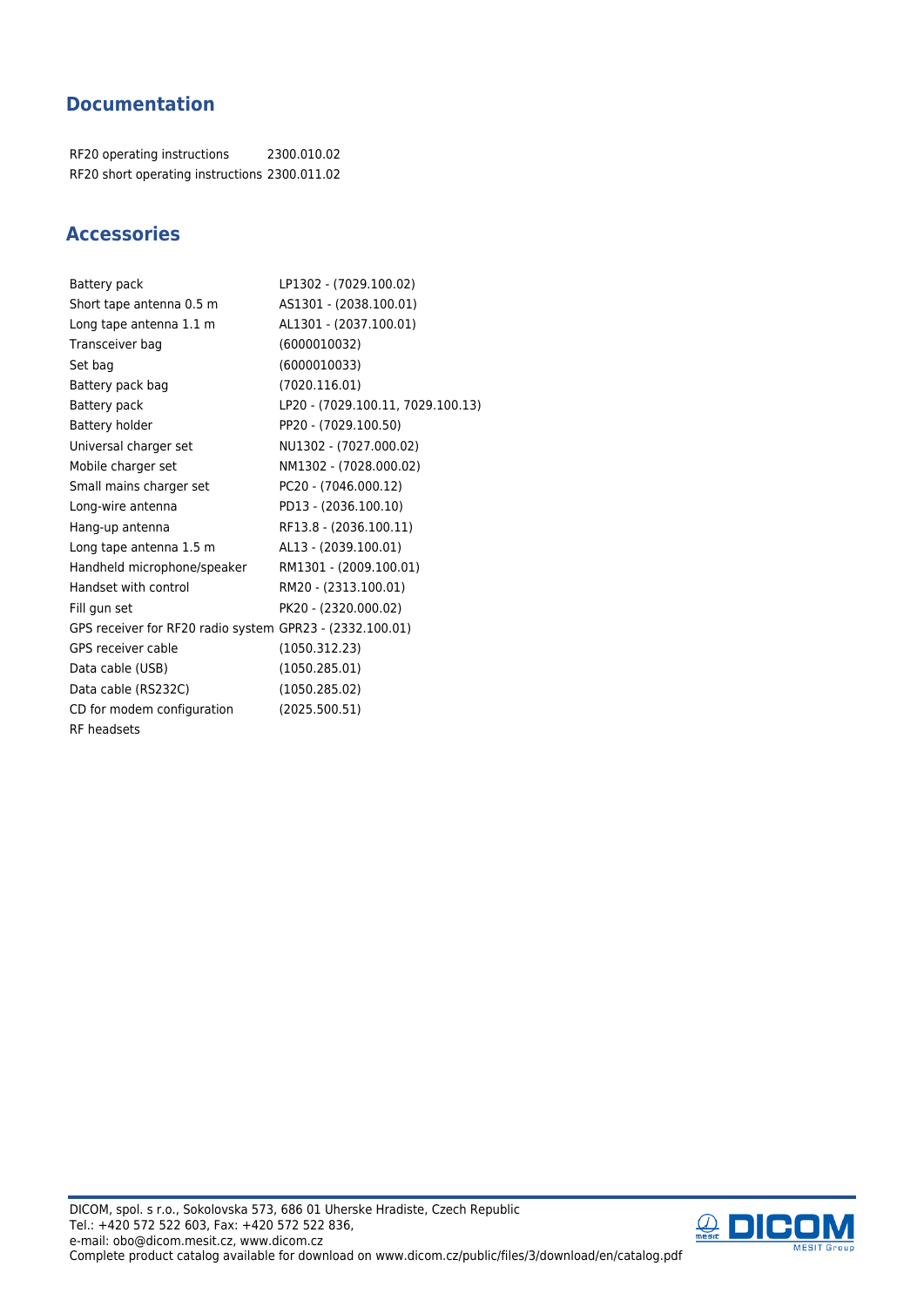## Documentation

| | |
|---|---|
| RF20 operating instructions | 2300.010.02 |
| RF20 short operating instructions | 2300.011.02 |

## Accessories

| | |
|---|---|
| Battery pack | LP1302 - (7029.100.02) |
| Short tape antenna 0.5 m | AS1301 - (2038.100.01) |
| Long tape antenna 1.1 m | AL1301 - (2037.100.01) |
| Transceiver bag | (6000010032) |
| Set bag | (6000010033) |
| Battery pack bag | (7020.116.01) |
| Battery pack | LP20 - (7029.100.11, 7029.100.13) |
| Battery holder | PP20 - (7029.100.50) |
| Universal charger set | NU1302 - (7027.000.02) |
| Mobile charger set | NM1302 - (7028.000.02) |
| Small mains charger set | PC20 - (7046.000.12) |
| Long-wire antenna | PD13 - (2036.100.10) |
| Hang-up antenna | RF13.8 - (2036.100.11) |
| Long tape antenna 1.5 m | AL13 - (2039.100.01) |
| Handheld microphone/speaker | RM1301 - (2009.100.01) |
| Handset with control | RM20 - (2313.100.01) |
| Fill gun set | PK20 - (2320.000.02) |
| GPS receiver for RF20 radio system | GPR23 - (2332.100.01) |
| GPS receiver cable | (1050.312.23) |
| Data cable (USB) | (1050.285.01) |
| Data cable (RS232C) | (1050.285.02) |
| CD for modem configuration | (2025.500.51) |
| RF headsets | |

DICOM, spol. s r.o., Sokolovska 573, 686 01 Uherske Hradiste, Czech Republic
Tel.: +420 572 522 603, Fax: +420 572 522 836,
e-mail: obo@dicom.mesit.cz, www.dicom.cz
Complete product catalog available for download on www.dicom.cz/public/files/3/download/en/catalog.pdf